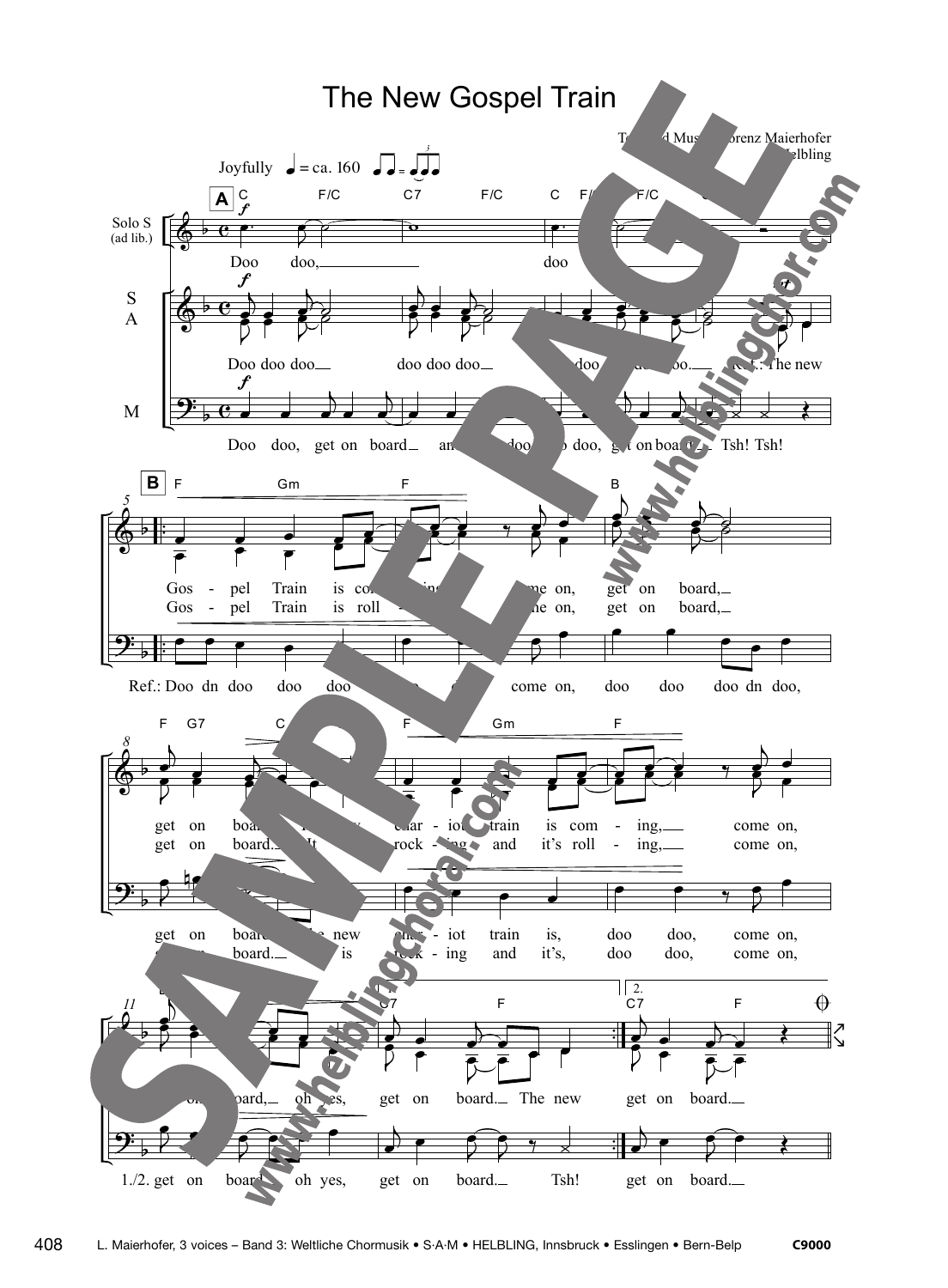# The New Gospel Train

Text und Musik: Lorenz Maierhofer
© Helbling

Joyfully ♩ = ca. 160

**A**

Solo S (ad lib.): Doo doo, doo

S A: Doo doo doo doo doo doo doo doo doo. Ref.: The new

M: Doo doo, get on board and doo doo, get on board. Tsh! Tsh!

**B**

S A:
Gos - pel Train is com - ing, come on, get on board,
Gos - pel Train is roll - ing, come on, get on board,

M: Ref.: Doo dn doo doo doo doo come on, doo doo doo dn doo,

S A:
get on board. The new char - iot train is com - ing, come on,
get on board. It rock - ing and it's roll - ing, come on,

M:
get on board. The new char - iot train is, doo doo, come on,
get on board. It is rock - ing and it's, doo doo, come on,

S A: get on board, oh yes, get on board. The new | 2. get on board.

M: 1./2. get on board, oh yes, get on board. Tsh! | get on board.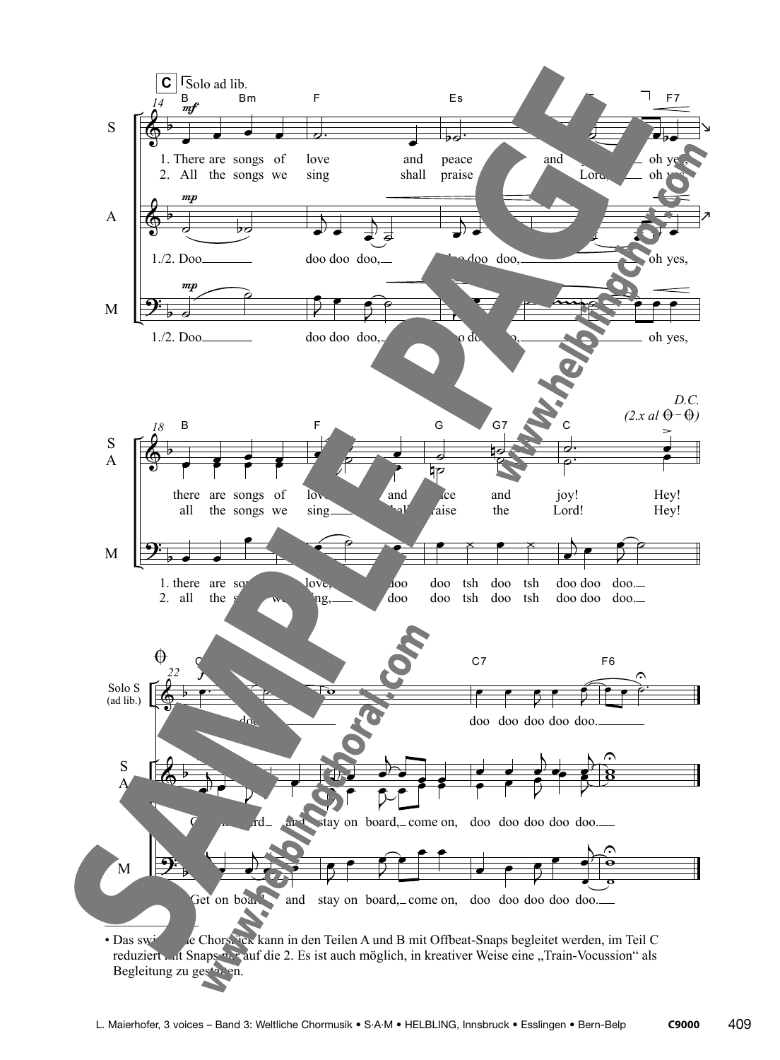• Das swingende Chorstück kann in den Teilen A und B mit Offbeat-Snaps begleitet werden, im Teil C reduziert mit Snaps nur auf die 2. Es ist auch möglich, in kreativer Weise eine „Train-Vocussion“ als Begleitung zu gestalten.